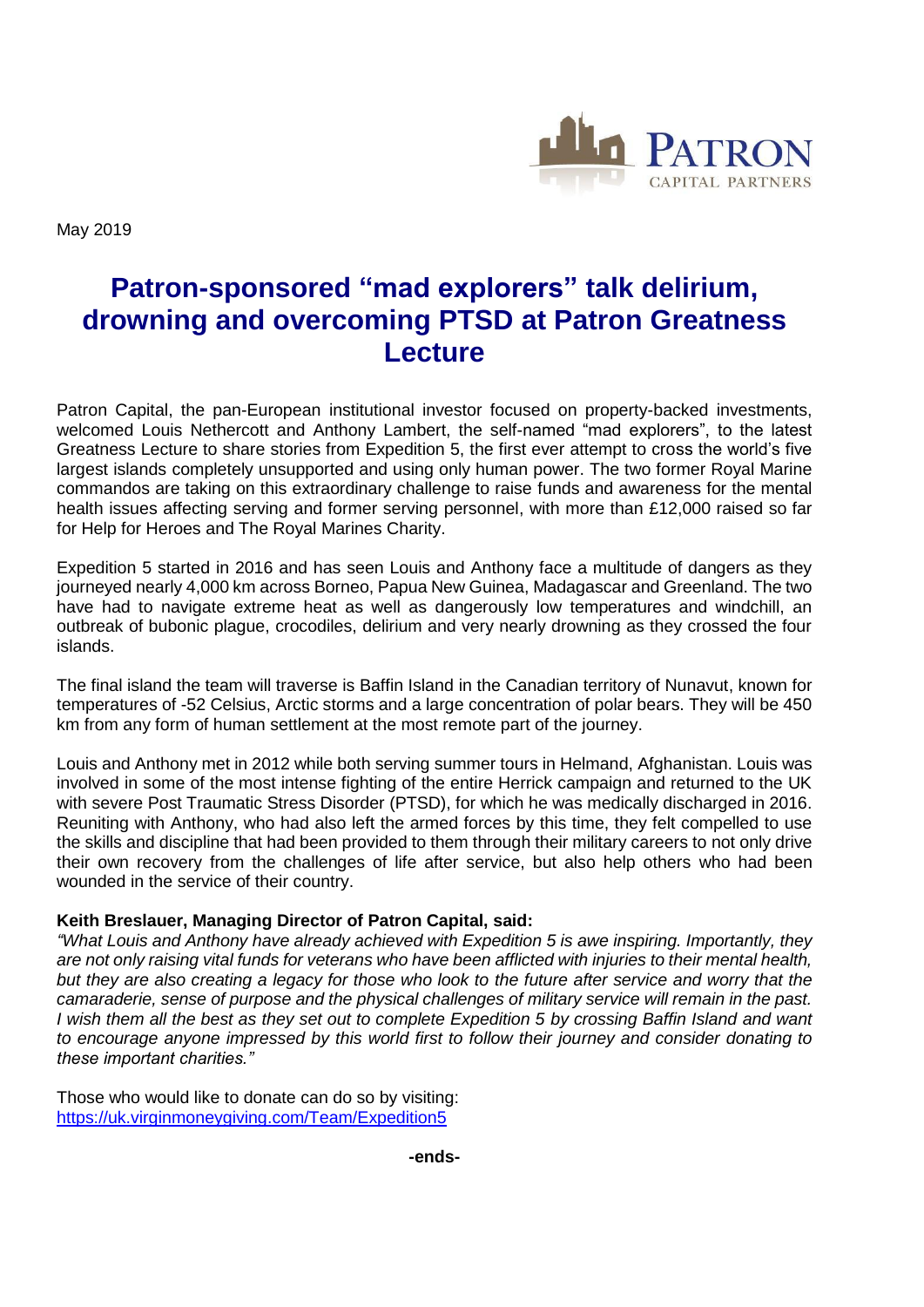May 2019

# Patron-sponsored "mad explorers" talk delirium, drowning and overcoming PTSD at Patron Greatness Lecture

Patron Capital, the pan-European institutional investor focused on property-backed investments, welcomed Louis Nethercott and Anthony Lambert, the self-named "mad explorers", to the latest Greatness Lecture to share stories from Expedition 5, the first ever attempt to cross the world's five largest islands completely unsupported and using only human power. The two former Royal Marine commandos are taking on this extraordinary challenge to raise funds and awareness for the mental health issues affecting serving and former serving personnel, with more than £12,000 raised so far for Help for Heroes and The Royal Marines Charity.

Expedition 5 started in 2016 and has seen Louis and Anthony face a multitude of dangers as they journeyed nearly 4,000 km across Borneo, Papua New Guinea, Madagascar and Greenland. The two have had to navigate extreme heat as well as dangerously low temperatures and windchill, an outbreak of bubonic plague, crocodiles, delirium and very nearly drowning as they crossed the four islands.

The final island the team will traverse is Baffin Island in the Canadian territory of Nunavut, known for temperatures of -52 Celsius, Arctic storms and a large concentration of polar bears. They will be 450 km from any form of human settlement at the most remote part of the journey.

Louis and Anthony met in 2012 while both serving summer tours in Helmand, Afghanistan. Louis was involved in some of the most intense fighting of the entire Herrick campaign and returned to the UK with severe Post Traumatic Stress Disorder (PTSD), for which he was medically discharged in 2016. Reuniting with Anthony, who had also left the armed forces by this time, they felt compelled to use the skills and discipline that had been provided to them through their military careers to not only drive their own recovery from the challenges of life after service, but also help others who had been wounded in the service of their country.

**Keith Breslauer, Managing Director of Patron Capital, said:**

*"What Louis and Anthony have already achieved with Expedition 5 is awe inspiring. Importantly, they are not only raising vital funds for veterans who have been afflicted with injuries to their mental health, but they are also creating a legacy for those who look to the future after service and worry that the camaraderie, sense of purpose and the physical challenges of military service will remain in the past. I wish them all the best as they set out to complete Expedition 5 by crossing Baffin Island and want to encourage anyone impressed by this world first to follow their journey and consider donating to these important charities."*

Those who would like to donate can do so by visiting:
[https://uk.virginmoneygiving.com/Team/Expedition5](https://uk.virginmoneygiving.com/Team/Expedition5)

**-ends-**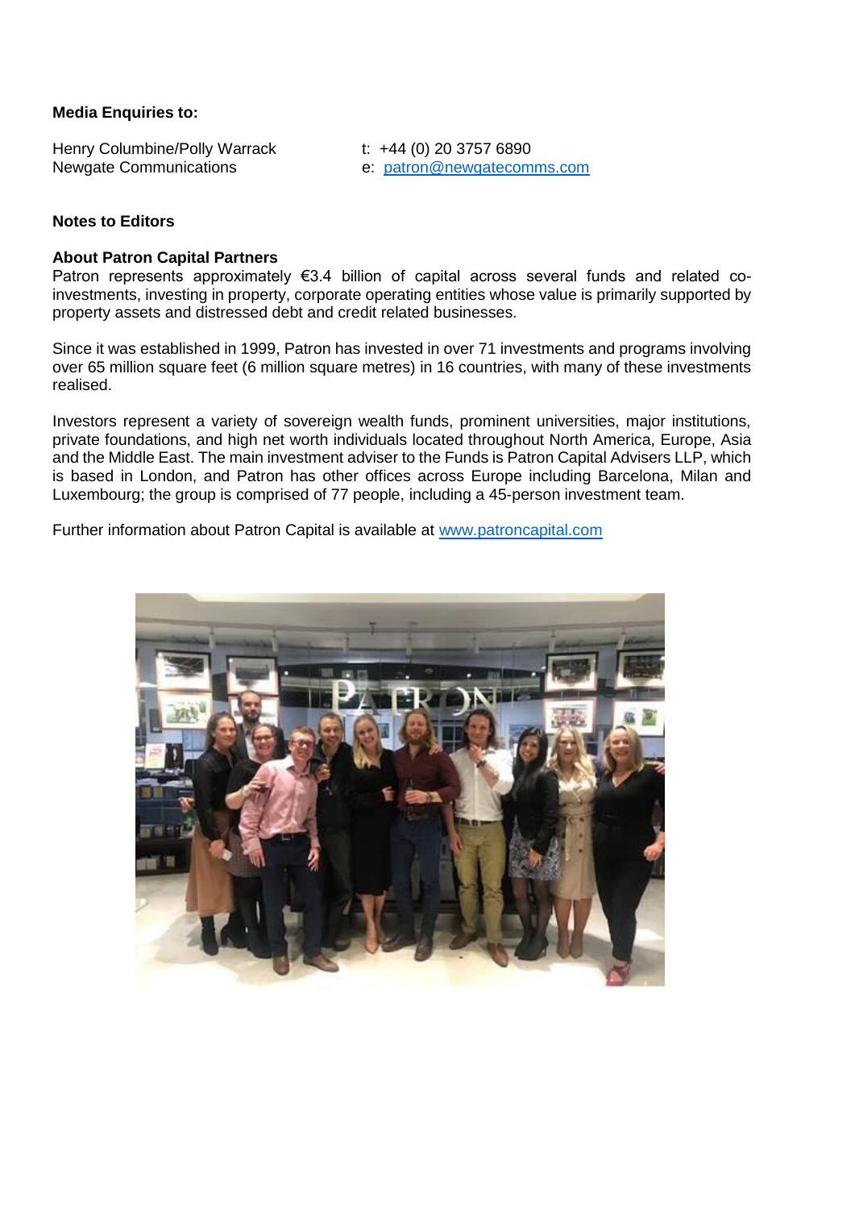**Media Enquiries to:**

Henry Columbine/Polly Warrack
Newgate Communications

t: +44 (0) 20 3757 6890
e: patron@newgatecomms.com

**Notes to Editors**

**About Patron Capital Partners**

Patron represents approximately €3.4 billion of capital across several funds and related co-investments, investing in property, corporate operating entities whose value is primarily supported by property assets and distressed debt and credit related businesses.

Since it was established in 1999, Patron has invested in over 71 investments and programs involving over 65 million square feet (6 million square metres) in 16 countries, with many of these investments realised.

Investors represent a variety of sovereign wealth funds, prominent universities, major institutions, private foundations, and high net worth individuals located throughout North America, Europe, Asia and the Middle East. The main investment adviser to the Funds is Patron Capital Advisers LLP, which is based in London, and Patron has other offices across Europe including Barcelona, Milan and Luxembourg; the group is comprised of 77 people, including a 45-person investment team.

Further information about Patron Capital is available at www.patroncapital.com